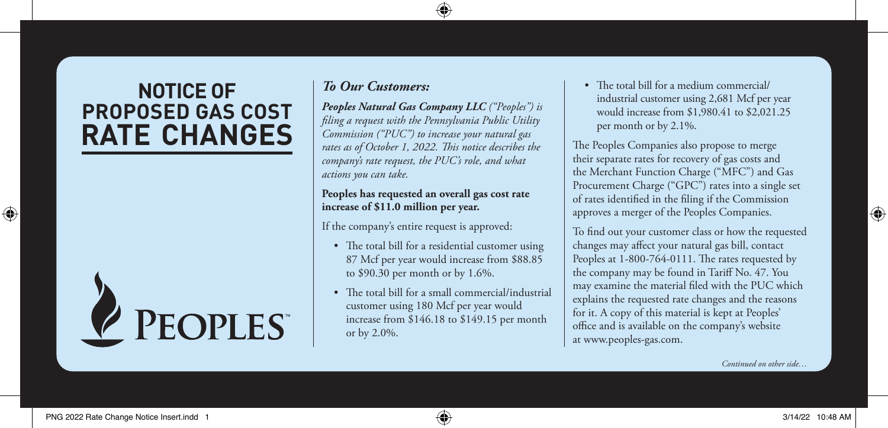# NOTICE OF PROPOSED GAS COST RATE CHANGES

PEOPLES™

***To Our Customers:***

***Peoples Natural Gas Company LLC*** *("Peoples") is filing a request with the Pennsylvania Public Utility Commission ("PUC") to increase your natural gas rates as of October 1, 2022. This notice describes the company's rate request, the PUC's role, and what actions you can take.*

**Peoples has requested an overall gas cost rate increase of $11.0 million per year.**

If the company's entire request is approved:

- The total bill for a residential customer using 87 Mcf per year would increase from $88.85 to $90.30 per month or by 1.6%.
- The total bill for a small commercial/industrial customer using 180 Mcf per year would increase from $146.18 to $149.15 per month or by 2.0%.
- The total bill for a medium commercial/industrial customer using 2,681 Mcf per year would increase from $1,980.41 to $2,021.25 per month or by 2.1%.

The Peoples Companies also propose to merge their separate rates for recovery of gas costs and the Merchant Function Charge ("MFC") and Gas Procurement Charge ("GPC") rates into a single set of rates identified in the filing if the Commission approves a merger of the Peoples Companies.

To find out your customer class or how the requested changes may affect your natural gas bill, contact Peoples at 1-800-764-0111. The rates requested by the company may be found in Tariff No. 47. You may examine the material filed with the PUC which explains the requested rate changes and the reasons for it. A copy of this material is kept at Peoples' office and is available on the company's website at www.peoples-gas.com.

*Continued on other side…*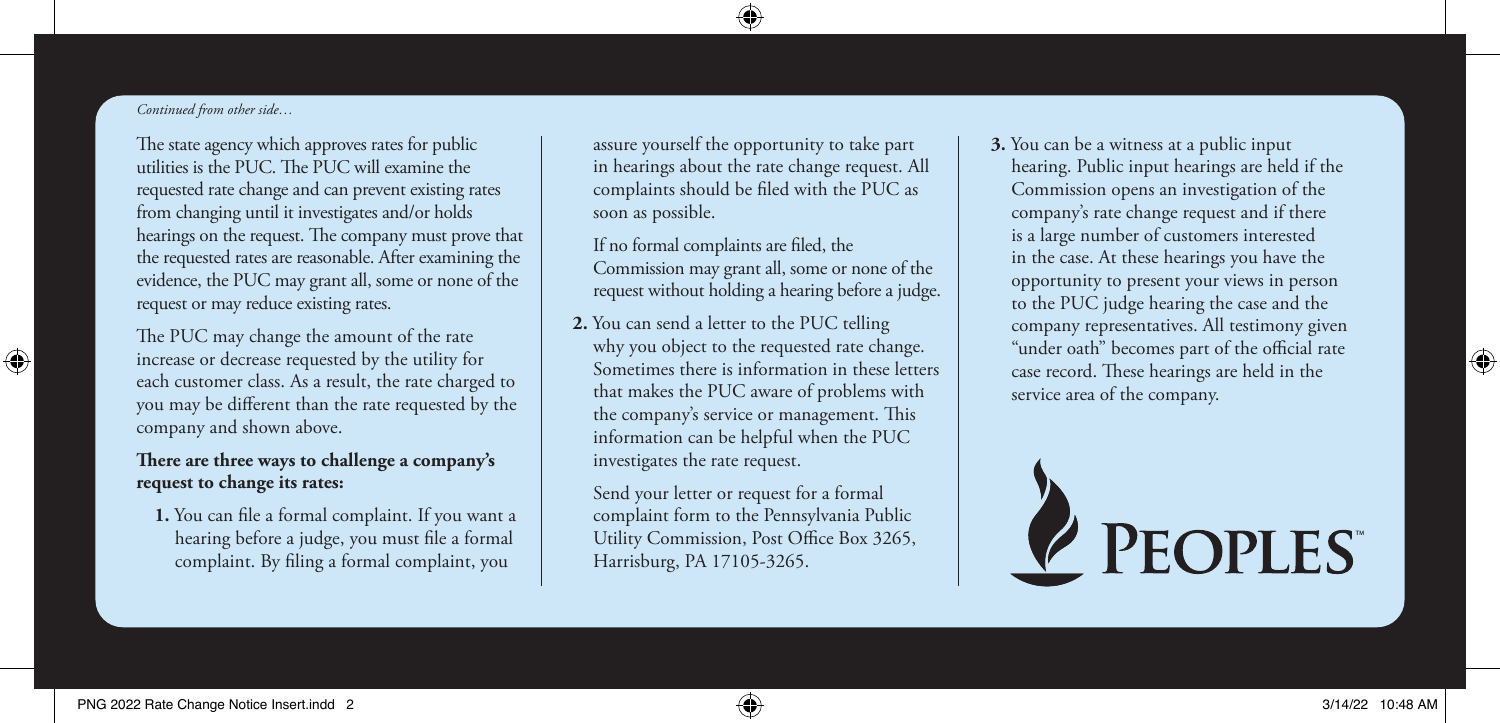*Continued from other side…*

The state agency which approves rates for public utilities is the PUC. The PUC will examine the requested rate change and can prevent existing rates from changing until it investigates and/or holds hearings on the request. The company must prove that the requested rates are reasonable. After examining the evidence, the PUC may grant all, some or none of the request or may reduce existing rates.

The PUC may change the amount of the rate increase or decrease requested by the utility for each customer class. As a result, the rate charged to you may be different than the rate requested by the company and shown above.

**There are three ways to challenge a company's request to change its rates:**

1. You can file a formal complaint. If you want a hearing before a judge, you must file a formal complaint. By filing a formal complaint, you assure yourself the opportunity to take part in hearings about the rate change request. All complaints should be filed with the PUC as soon as possible.

   If no formal complaints are filed, the Commission may grant all, some or none of the request without holding a hearing before a judge.

2. You can send a letter to the PUC telling why you object to the requested rate change. Sometimes there is information in these letters that makes the PUC aware of problems with the company's service or management. This information can be helpful when the PUC investigates the rate request.

   Send your letter or request for a formal complaint form to the Pennsylvania Public Utility Commission, Post Office Box 3265, Harrisburg, PA 17105-3265.

3. You can be a witness at a public input hearing. Public input hearings are held if the Commission opens an investigation of the company's rate change request and if there is a large number of customers interested in the case. At these hearings you have the opportunity to present your views in person to the PUC judge hearing the case and the company representatives. All testimony given "under oath" becomes part of the official rate case record. These hearings are held in the service area of the company.

PEOPLES™